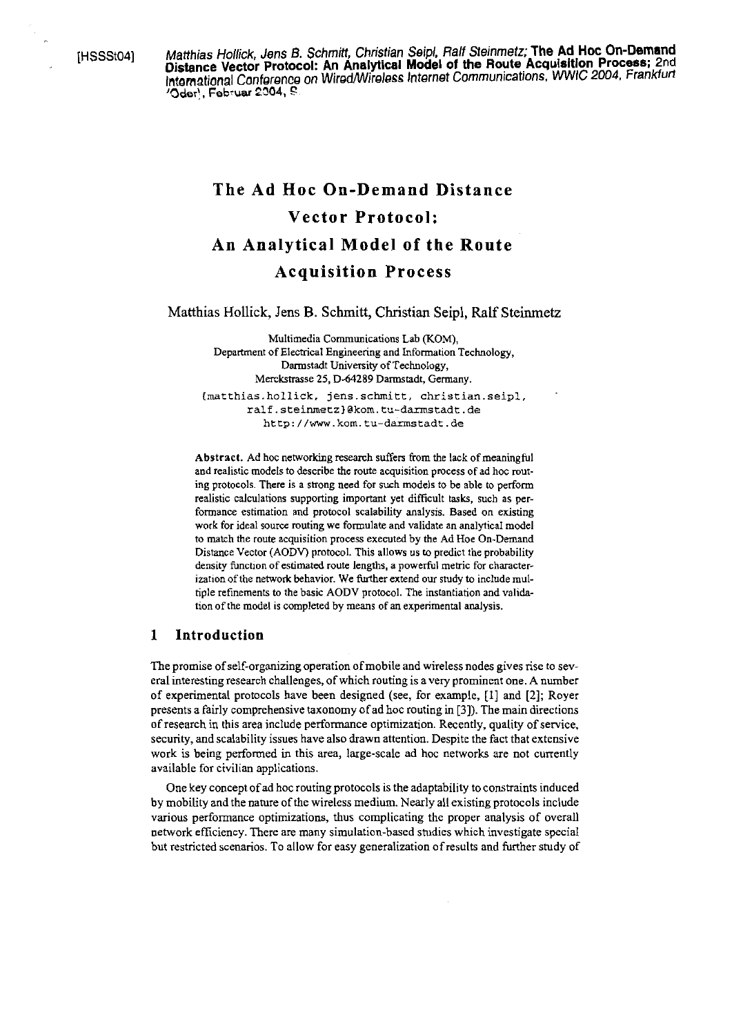[HSSSt04] *Matthias Hollick, Jens B. Schmitt, Christian Seipl, Ralf Steinmetz;* **The Ad Hoc On-Demand Distance Vector Protocol: An Analytical Model of the Route Acquisition Process;** *2nd International Conference on Wired/Wireless Internet Communications, WWIC 2004, Frankfurt (Oder), Februar 2004, S.*

# The Ad Hoc On-Demand Distance Vector Protocol: An Analytical Model of the Route Acquisition Process

Matthias Hollick, Jens B. Schmitt, Christian Seipl, Ralf Steinmetz

Multimedia Communications Lab (KOM),
Department of Electrical Engineering and Information Technology,
Darmstadt University of Technology,
Merckstrasse 25, D-64289 Darmstadt, Germany.
{matthias.hollick, jens.schmitt, christian.seipl, ralf.steinmetz}@kom.tu-darmstadt.de
http://www.kom.tu-darmstadt.de

**Abstract.** Ad hoc networking research suffers from the lack of meaningful and realistic models to describe the route acquisition process of ad hoc routing protocols. There is a strong need for such models to be able to perform realistic calculations supporting important yet difficult tasks, such as performance estimation and protocol scalability analysis. Based on existing work for ideal source routing we formulate and validate an analytical model to match the route acquisition process executed by the Ad Hoc On-Demand Distance Vector (AODV) protocol. This allows us to predict the probability density function of estimated route lengths, a powerful metric for characterization of the network behavior. We further extend our study to include multiple refinements to the basic AODV protocol. The instantiation and validation of the model is completed by means of an experimental analysis.

## 1 Introduction

The promise of self-organizing operation of mobile and wireless nodes gives rise to several interesting research challenges, of which routing is a very prominent one. A number of experimental protocols have been designed (see, for example, [1] and [2]; Royer presents a fairly comprehensive taxonomy of ad hoc routing in [3]). The main directions of research in this area include performance optimization. Recently, quality of service, security, and scalability issues have also drawn attention. Despite the fact that extensive work is being performed in this area, large-scale ad hoc networks are not currently available for civilian applications.

One key concept of ad hoc routing protocols is the adaptability to constraints induced by mobility and the nature of the wireless medium. Nearly all existing protocols include various performance optimizations, thus complicating the proper analysis of overall network efficiency. There are many simulation-based studies which investigate special but restricted scenarios. To allow for easy generalization of results and further study of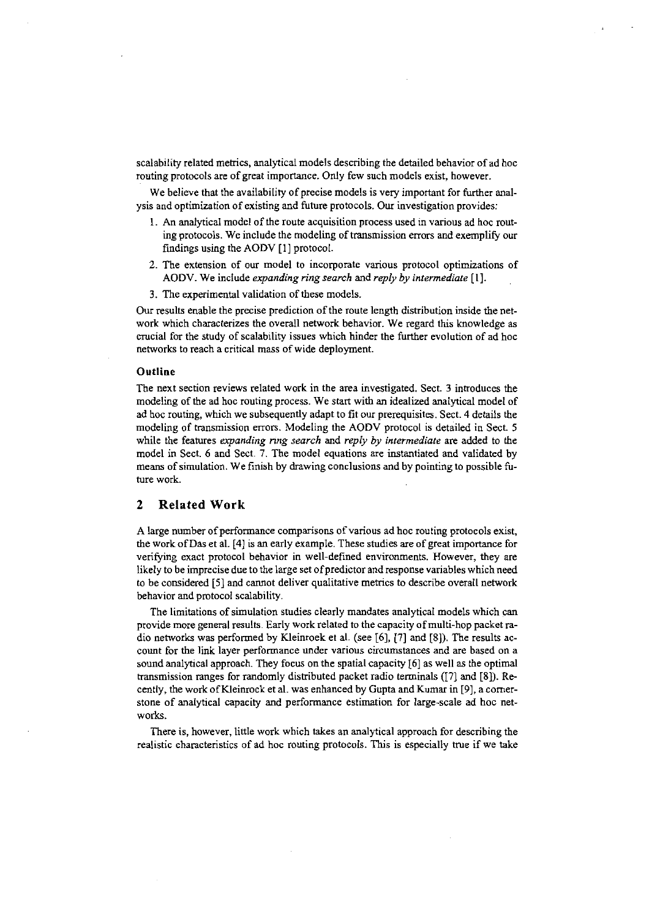scalability related metrics, analytical models describing the detailed behavior of ad hoc routing protocols are of great importance. Only few such models exist, however.

We believe that the availability of precise models is very important for further analysis and optimization of existing and future protocols. Our investigation provides:

1. An analytical model of the route acquisition process used in various ad hoc routing protocols. We include the modeling of transmission errors and exemplify our findings using the AODV [1] protocol.
2. The extension of our model to incorporate various protocol optimizations of AODV. We include *expanding ring search* and *reply by intermediate* [1].
3. The experimental validation of these models.

Our results enable the precise prediction of the route length distribution inside the network which characterizes the overall network behavior. We regard this knowledge as crucial for the study of scalability issues which hinder the further evolution of ad hoc networks to reach a critical mass of wide deployment.

### Outline

The next section reviews related work in the area investigated. Sect. 3 introduces the modeling of the ad hoc routing process. We start with an idealized analytical model of ad hoc routing, which we subsequently adapt to fit our prerequisites. Sect. 4 details the modeling of transmission errors. Modeling the AODV protocol is detailed in Sect. 5 while the features *expanding ring search* and *reply by intermediate* are added to the model in Sect. 6 and Sect. 7. The model equations are instantiated and validated by means of simulation. We finish by drawing conclusions and by pointing to possible future work.

## 2 Related Work

A large number of performance comparisons of various ad hoc routing protocols exist, the work of Das et al. [4] is an early example. These studies are of great importance for verifying exact protocol behavior in well-defined environments. However, they are likely to be imprecise due to the large set of predictor and response variables which need to be considered [5] and cannot deliver qualitative metrics to describe overall network behavior and protocol scalability.

The limitations of simulation studies clearly mandates analytical models which can provide more general results. Early work related to the capacity of multi-hop packet radio networks was performed by Kleinroek et al. (see [6], [7] and [8]). The results account for the link layer performance under various circumstances and are based on a sound analytical approach. They focus on the spatial capacity [6] as well as the optimal transmission ranges for randomly distributed packet radio terminals ([7] and [8]). Recently, the work of Kleinrock et al. was enhanced by Gupta and Kumar in [9], a cornerstone of analytical capacity and performance estimation for large-scale ad hoc networks.

There is, however, little work which takes an analytical approach for describing the realistic characteristics of ad hoc routing protocols. This is especially true if we take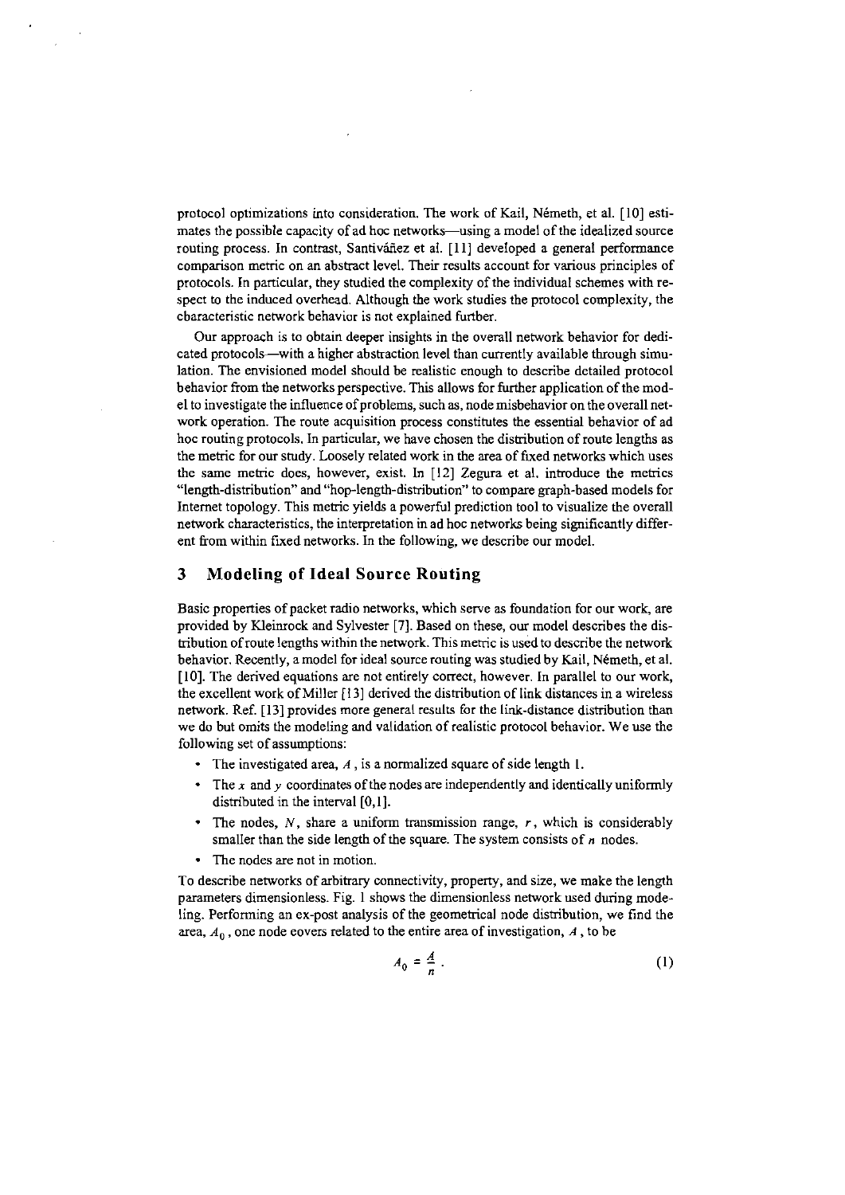protocol optimizations into consideration. The work of Kail, Németh, et al. [10] estimates the possible capacity of ad hoc networks—using a model of the idealized source routing process. In contrast, Santiváñez et al. [11] developed a general performance comparison metric on an abstract level. Their results account for various principles of protocols. In particular, they studied the complexity of the individual schemes with respect to the induced overhead. Although the work studies the protocol complexity, the characteristic network behavior is not explained further.

Our approach is to obtain deeper insights in the overall network behavior for dedicated protocols—with a higher abstraction level than currently available through simulation. The envisioned model should be realistic enough to describe detailed protocol behavior from the networks perspective. This allows for further application of the model to investigate the influence of problems, such as, node misbehavior on the overall network operation. The route acquisition process constitutes the essential behavior of ad hoc routing protocols. In particular, we have chosen the distribution of route lengths as the metric for our study. Loosely related work in the area of fixed networks which uses the same metric does, however, exist. In [12] Zegura et al. introduce the metrics "length-distribution" and "hop-length-distribution" to compare graph-based models for Internet topology. This metric yields a powerful prediction tool to visualize the overall network characteristics, the interpretation in ad hoc networks being significantly different from within fixed networks. In the following, we describe our model.

## 3 Modeling of Ideal Source Routing

Basic properties of packet radio networks, which serve as foundation for our work, are provided by Kleinrock and Sylvester [7]. Based on these, our model describes the distribution of route lengths within the network. This metric is used to describe the network behavior. Recently, a model for ideal source routing was studied by Kail, Németh, et al. [10]. The derived equations are not entirely correct, however. In parallel to our work, the excellent work of Miller [13] derived the distribution of link distances in a wireless network. Ref. [13] provides more general results for the link-distance distribution than we do but omits the modeling and validation of realistic protocol behavior. We use the following set of assumptions:

- The investigated area, $A$, is a normalized square of side length 1.
- The $x$ and $y$ coordinates of the nodes are independently and identically uniformly distributed in the interval $[0,1]$.
- The nodes, $N$, share a uniform transmission range, $r$, which is considerably smaller than the side length of the square. The system consists of $n$ nodes.
- The nodes are not in motion.

To describe networks of arbitrary connectivity, property, and size, we make the length parameters dimensionless. Fig. 1 shows the dimensionless network used during modeling. Performing an ex-post analysis of the geometrical node distribution, we find the area, $A_0$, one node covers related to the entire area of investigation, $A$, to be

$$A_0 = \frac{A}{n} . \qquad (1)$$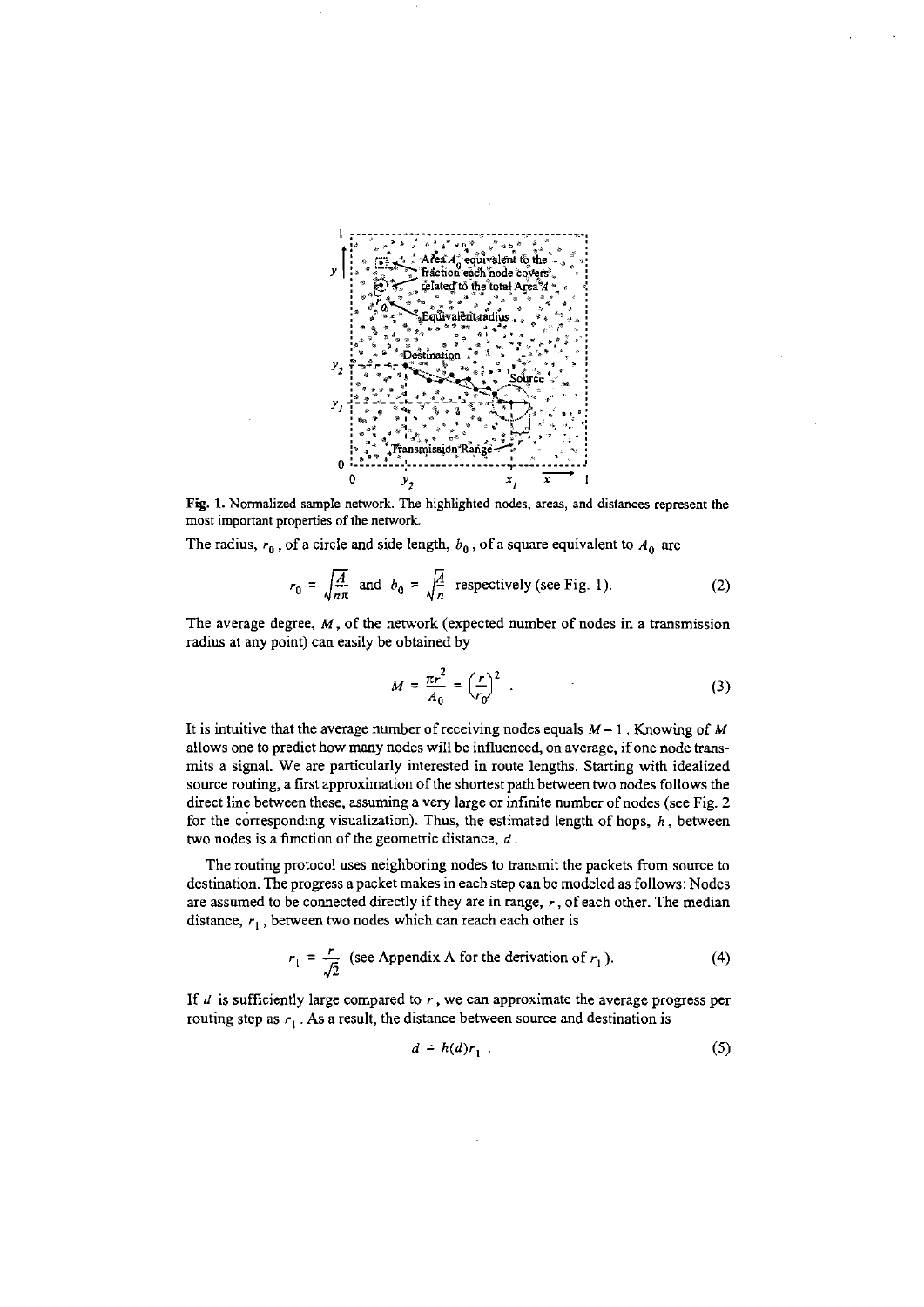Fig. 1. Normalized sample network. The highlighted nodes, areas, and distances represent the most important properties of the network.

The radius, $r_0$, of a circle and side length, $b_0$, of a square equivalent to $A_0$ are

$$r_0 = \sqrt{\frac{A}{n\pi}} \text{ and } b_0 = \sqrt{\frac{A}{n}} \text{ respectively (see Fig. 1).} \tag{2}$$

The average degree, $M$, of the network (expected number of nodes in a transmission radius at any point) can easily be obtained by

$$M = \frac{\pi r^2}{A_0} = \left(\frac{r}{r_0}\right)^2 . \tag{3}$$

It is intuitive that the average number of receiving nodes equals $M - 1$. Knowing of $M$ allows one to predict how many nodes will be influenced, on average, if one node transmits a signal. We are particularly interested in route lengths. Starting with idealized source routing, a first approximation of the shortest path between two nodes follows the direct line between these, assuming a very large or infinite number of nodes (see Fig. 2 for the corresponding visualization). Thus, the estimated length of hops, $h$, between two nodes is a function of the geometric distance, $d$.

The routing protocol uses neighboring nodes to transmit the packets from source to destination. The progress a packet makes in each step can be modeled as follows: Nodes are assumed to be connected directly if they are in range, $r$, of each other. The median distance, $r_1$, between two nodes which can reach each other is

$$r_1 = \frac{r}{\sqrt{2}} \text{ (see Appendix A for the derivation of } r_1\text{).} \tag{4}$$

If $d$ is sufficiently large compared to $r$, we can approximate the average progress per routing step as $r_1$. As a result, the distance between source and destination is

$$d = h(d)r_1 . \tag{5}$$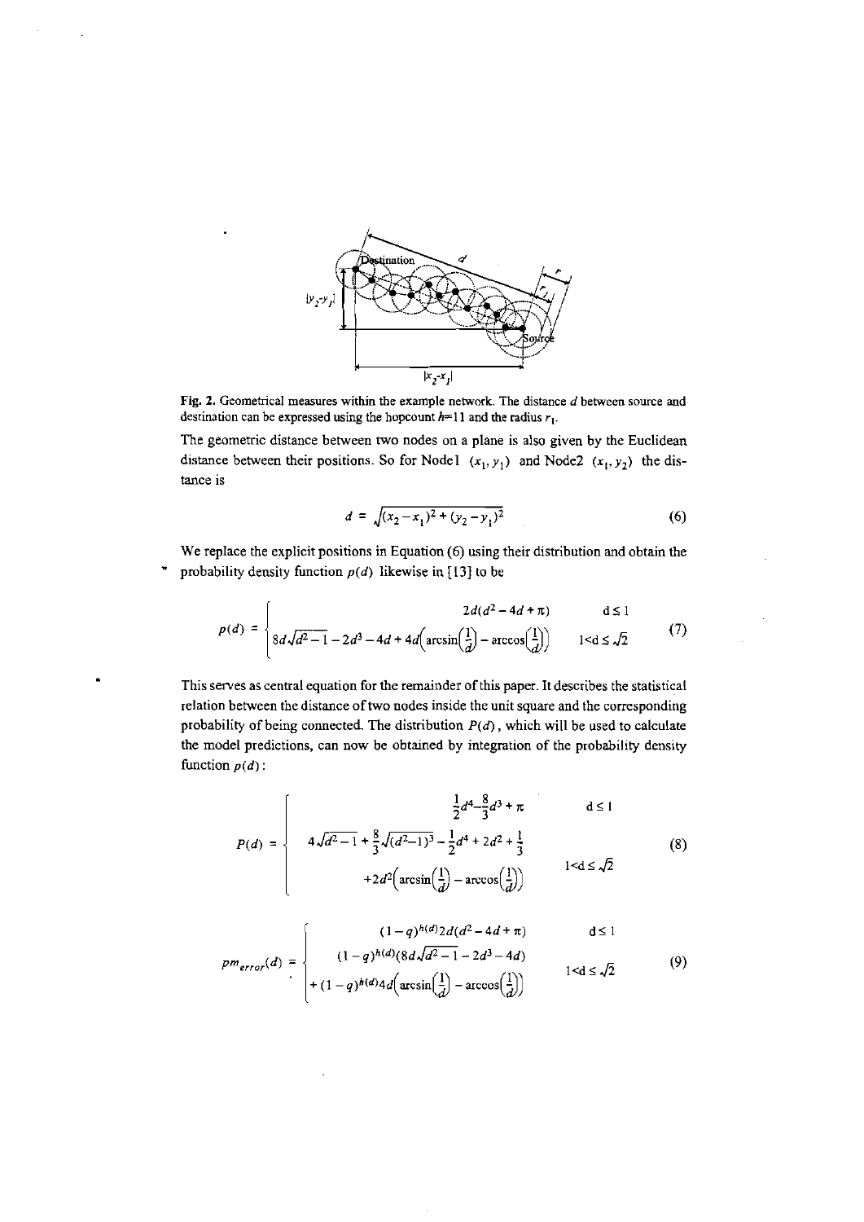Fig. 2. Geometrical measures within the example network. The distance $d$ between source and destination can be expressed using the hopcount $h$=11 and the radius $r_1$.

The geometric distance between two nodes on a plane is also given by the Euclidean distance between their positions. So for Node1 $(x_1, y_1)$ and Node2 $(x_1, y_2)$ the distance is

$$d = \sqrt{(x_2 - x_1)^2 + (y_2 - y_1)^2} \tag{6}$$

We replace the explicit positions in Equation (6) using their distribution and obtain the probability density function $p(d)$ likewise in [13] to be

$$p(d) = \begin{cases} 2d(d^2 - 4d + \pi) & d \leq 1 \\ 8d\sqrt{d^2 - 1} - 2d^3 - 4d + 4d\left(\arcsin\left(\frac{1}{d}\right) - \arccos\left(\frac{1}{d}\right)\right) & 1 < d \leq \sqrt{2} \end{cases} \tag{7}$$

This serves as central equation for the remainder of this paper. It describes the statistical relation between the distance of two nodes inside the unit square and the corresponding probability of being connected. The distribution $P(d)$, which will be used to calculate the model predictions, can now be obtained by integration of the probability density function $p(d)$:

$$P(d) = \begin{cases} \frac{1}{2}d^4 - \frac{8}{3}d^3 + \pi & d \leq 1 \\ 4\sqrt{d^2 - 1} + \frac{8}{3}\sqrt{(d^2 - 1)^3} - \frac{1}{2}d^4 + 2d^2 + \frac{1}{3} & \\ \quad + 2d^2\left(\arcsin\left(\frac{1}{d}\right) - \arccos\left(\frac{1}{d}\right)\right) & 1 < d \leq \sqrt{2} \end{cases} \tag{8}$$

$$pm_{error}(d) = \begin{cases} (1 - q)^{h(d)} 2d(d^2 - 4d + \pi) & d \leq 1 \\ (1 - q)^{h(d)}(8d\sqrt{d^2 - 1} - 2d^3 - 4d) & \\ + (1 - q)^{h(d)} 4d\left(\arcsin\left(\frac{1}{d}\right) - \arccos\left(\frac{1}{d}\right)\right) & 1 < d \leq \sqrt{2} \end{cases} \tag{9}$$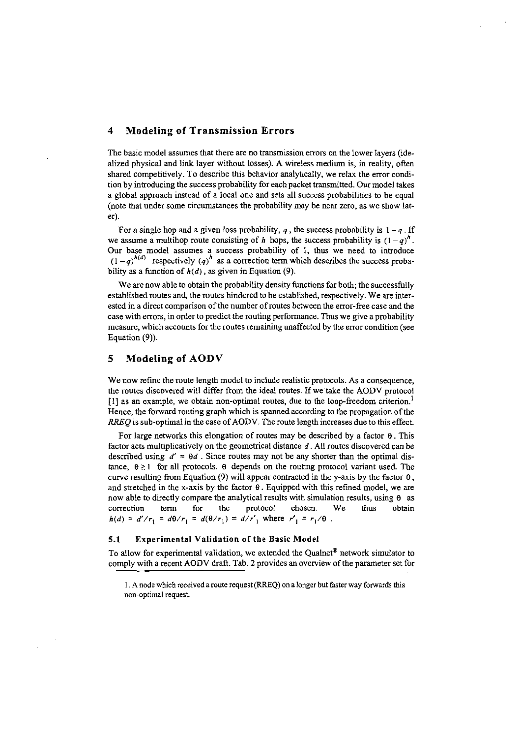## 4 Modeling of Transmission Errors

The basic model assumes that there are no transmission errors on the lower layers (idealized physical and link layer without losses). A wireless medium is, in reality, often shared competitively. To describe this behavior analytically, we relax the error condition by introducing the success probability for each packet transmitted. Our model takes a global approach instead of a local one and sets all success probabilities to be equal (note that under some circumstances the probability may be near zero, as we show later).

For a single hop and a given loss probability, $q$, the success probability is $1-q$. If we assume a multihop route consisting of $h$ hops, the success probability is $(1-q)^h$. Our base model assumes a success probability of 1, thus we need to introduce $(1-q)^{h(d)}$ respectively $(q)^h$ as a correction term which describes the success probability as a function of $h(d)$, as given in Equation (9).

We are now able to obtain the probability density functions for both; the successfully established routes and, the routes hindered to be established, respectively. We are interested in a direct comparison of the number of routes between the error-free case and the case with errors, in order to predict the routing performance. Thus we give a probability measure, which accounts for the routes remaining unaffected by the error condition (see Equation (9)).

## 5 Modeling of AODV

We now refine the route length model to include realistic protocols. As a consequence, the routes discovered will differ from the ideal routes. If we take the AODV protocol [1] as an example, we obtain non-optimal routes, due to the loop-freedom criterion.[1] Hence, the forward routing graph which is spanned according to the propagation of the *RREQ* is sub-optimal in the case of AODV. The route length increases due to this effect.

For large networks this elongation of routes may be described by a factor $\theta$. This factor acts multiplicatively on the geometrical distance $d$. All routes discovered can be described using $d' = \theta d$. Since routes may not be any shorter than the optimal distance, $\theta \geq 1$ for all protocols. $\theta$ depends on the routing protocol variant used. The curve resulting from Equation (9) will appear contracted in the y-axis by the factor $\theta$, and stretched in the x-axis by the factor $\theta$. Equipped with this refined model, we are now able to directly compare the analytical results with simulation results, using $\theta$ as correction term for the protocol chosen. We thus obtain $h(d) = d'/r_1 = d\theta/r_1 = d(\theta/r_1) = d/r'_1$ where $r'_1 = r_1/\theta$.

### 5.1 Experimental Validation of the Basic Model

To allow for experimental validation, we extended the Qualnet® network simulator to comply with a recent AODV draft. Tab. 2 provides an overview of the parameter set for

1. A node which received a route request (RREQ) on a longer but faster way forwards this non-optimal request.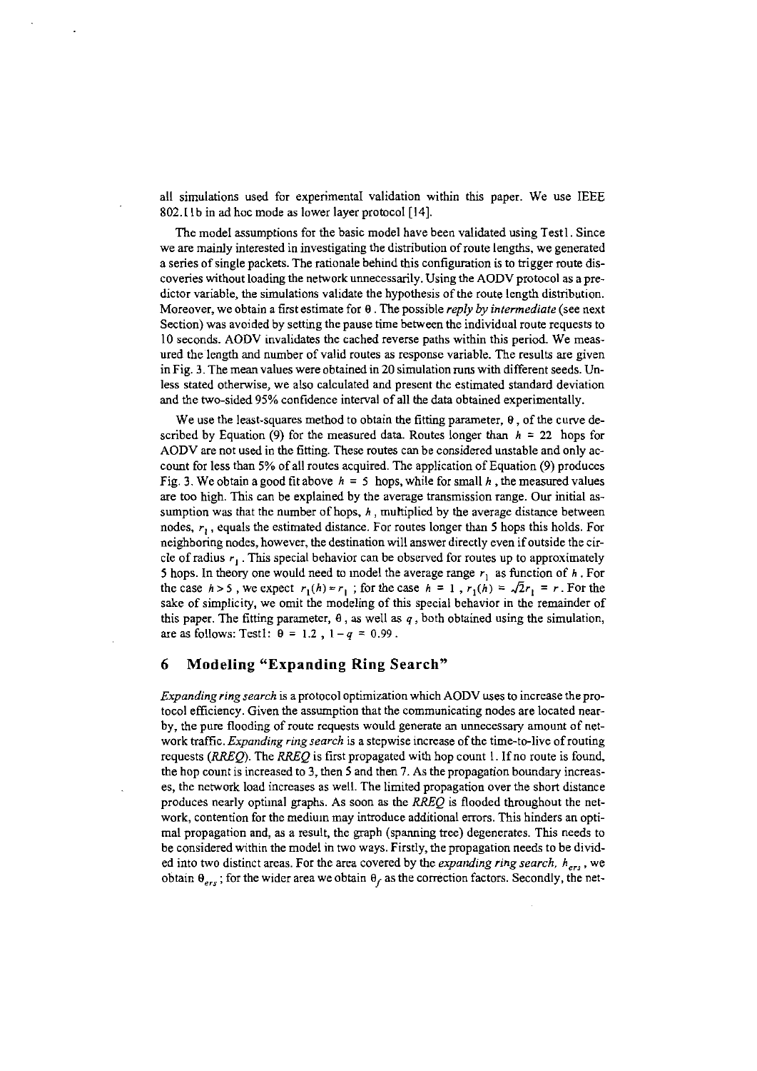all simulations used for experimental validation within this paper. We use IEEE 802.11b in ad hoc mode as lower layer protocol [14].

The model assumptions for the basic model have been validated using Test1. Since we are mainly interested in investigating the distribution of route lengths, we generated a series of single packets. The rationale behind this configuration is to trigger route discoveries without loading the network unnecessarily. Using the AODV protocol as a predictor variable, the simulations validate the hypothesis of the route length distribution. Moreover, we obtain a first estimate for $\theta$. The possible *reply by intermediate* (see next Section) was avoided by setting the pause time between the individual route requests to 10 seconds. AODV invalidates the cached reverse paths within this period. We measured the length and number of valid routes as response variable. The results are given in Fig. 3. The mean values were obtained in 20 simulation runs with different seeds. Unless stated otherwise, we also calculated and present the estimated standard deviation and the two-sided 95% confidence interval of all the data obtained experimentally.

We use the least-squares method to obtain the fitting parameter, $\theta$, of the curve described by Equation (9) for the measured data. Routes longer than $h = 22$ hops for AODV are not used in the fitting. These routes can be considered unstable and only account for less than 5% of all routes acquired. The application of Equation (9) produces Fig. 3. We obtain a good fit above $h = 5$ hops, while for small $h$, the measured values are too high. This can be explained by the average transmission range. Our initial assumption was that the number of hops, $h$, multiplied by the average distance between nodes, $r_1$, equals the estimated distance. For routes longer than 5 hops this holds. For neighboring nodes, however, the destination will answer directly even if outside the circle of radius $r_1$. This special behavior can be observed for routes up to approximately 5 hops. In theory one would need to model the average range $r_1$ as function of $h$. For the case $h > 5$, we expect $r_1(h) \approx r_1$; for the case $h = 1$, $r_1(h) = \sqrt{2}r_1 = r$. For the sake of simplicity, we omit the modeling of this special behavior in the remainder of this paper. The fitting parameter, $\theta$, as well as $q$, both obtained using the simulation, are as follows: Test1: $\theta = 1.2$, $1 - q = 0.99$.

## 6 Modeling "Expanding Ring Search"

*Expanding ring search* is a protocol optimization which AODV uses to increase the protocol efficiency. Given the assumption that the communicating nodes are located nearby, the pure flooding of route requests would generate an unnecessary amount of network traffic. *Expanding ring search* is a stepwise increase of the time-to-live of routing requests (*RREQ*). The *RREQ* is first propagated with hop count 1. If no route is found, the hop count is increased to 3, then 5 and then 7. As the propagation boundary increases, the network load increases as well. The limited propagation over the short distance produces nearly optimal graphs. As soon as the *RREQ* is flooded throughout the network, contention for the medium may introduce additional errors. This hinders an optimal propagation and, as a result, the graph (spanning tree) degenerates. This needs to be considered within the model in two ways. Firstly, the propagation needs to be divided into two distinct areas. For the area covered by the *expanding ring search*, $h_{ers}$, we obtain $\theta_{ers}$; for the wider area we obtain $\theta_f$ as the correction factors. Secondly, the net-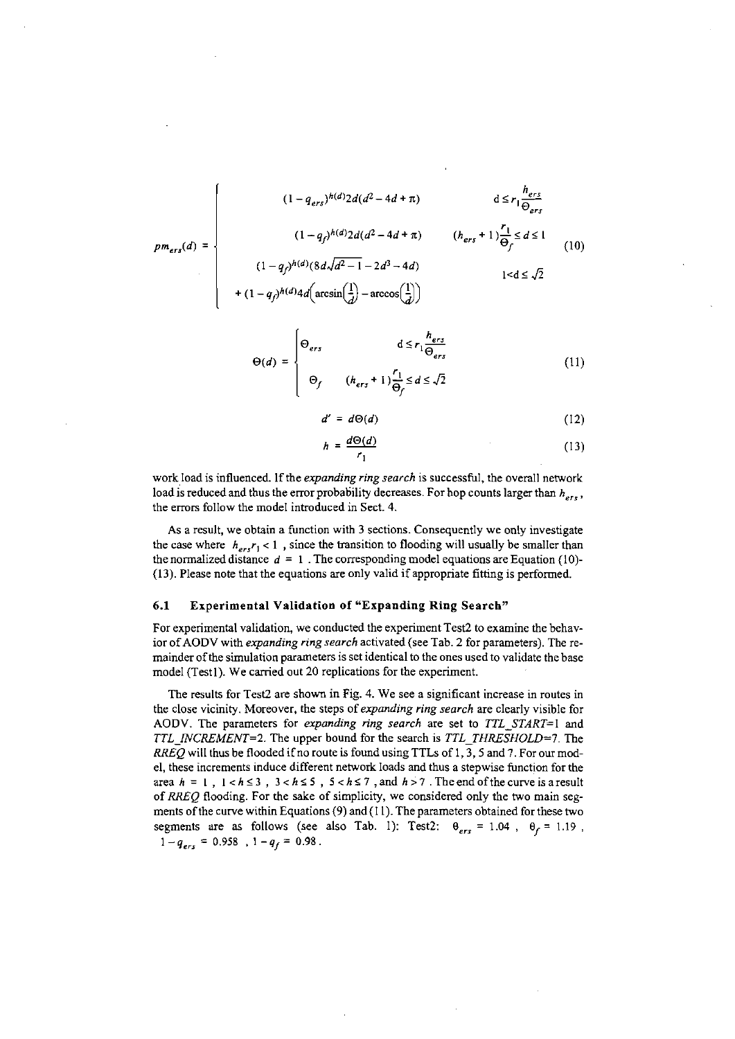$$
pm_{ers}(d) = \begin{cases} (1-q_{ers})^{h(d)} 2d(d^2 - 4d + \pi) & d \le r_1 \dfrac{h_{ers}}{\Theta_{ers}} \\ (1-q_f)^{h(d)} 2d(d^2 - 4d + \pi) & (h_{ers}+1)\dfrac{r_1}{\Theta_f} \le d \le 1 \\ (1-q_f)^{h(d)} (8d\sqrt{d^2-1} - 2d^3 - 4d) & 1 < d \le \sqrt{2} \\ \quad + (1-q_f)^{h(d)} 4d\left(\arcsin\left(\dfrac{1}{d}\right) - \arccos\left(\dfrac{1}{d}\right)\right) & \end{cases} \tag{10}
$$

$$
\Theta(d) = \begin{cases} \Theta_{ers} & d \le r_1 \dfrac{h_{ers}}{\Theta_{ers}} \\ \Theta_f & (h_{ers}+1)\dfrac{r_1}{\Theta_f} \le d \le \sqrt{2} \end{cases} \tag{11}
$$

$$
d' = d\Theta(d) \tag{12}
$$

$$
h = \frac{d\Theta(d)}{r_1} \tag{13}
$$

work load is influenced. If the *expanding ring search* is successful, the overall network load is reduced and thus the error probability decreases. For hop counts larger than $h_{ers}$, the errors follow the model introduced in Sect. 4.

As a result, we obtain a function with 3 sections. Consequently we only investigate the case where $h_{ers} r_1 < 1$, since the transition to flooding will usually be smaller than the normalized distance $d = 1$. The corresponding model equations are Equation (10)-(13). Please note that the equations are only valid if appropriate fitting is performed.

### 6.1 Experimental Validation of "Expanding Ring Search"

For experimental validation, we conducted the experiment Test2 to examine the behavior of AODV with *expanding ring search* activated (see Tab. 2 for parameters). The remainder of the simulation parameters is set identical to the ones used to validate the base model (Test1). We carried out 20 replications for the experiment.

The results for Test2 are shown in Fig. 4. We see a significant increase in routes in the close vicinity. Moreover, the steps of *expanding ring search* are clearly visible for AODV. The parameters for *expanding ring search* are set to *TTL_START*=1 and *TTL_INCREMENT*=2. The upper bound for the search is *TTL_THRESHOLD*=7. The *RREQ* will thus be flooded if no route is found using TTLs of 1, 3, 5 and 7. For our model, these increments induce different network loads and thus a stepwise function for the area $h = 1$, $1 < h \le 3$, $3 < h \le 5$, $5 < h \le 7$, and $h > 7$. The end of the curve is a result of *RREQ* flooding. For the sake of simplicity, we considered only the two main segments of the curve within Equations (9) and (11). The parameters obtained for these two segments are as follows (see also Tab. 1): Test2: $\Theta_{ers} = 1.04$, $\Theta_f = 1.19$, $1 - q_{ers} = 0.958$, $1 - q_f = 0.98$.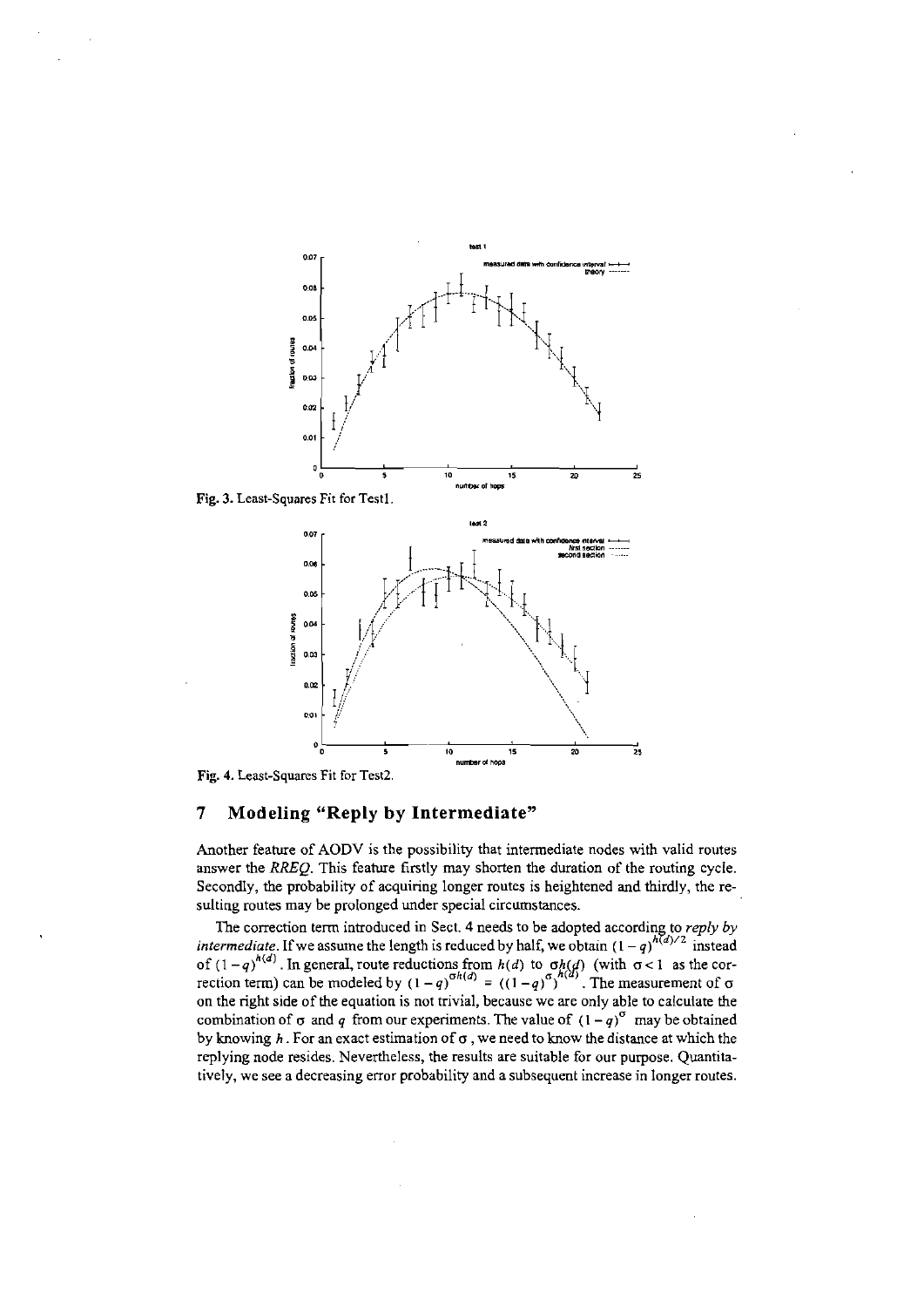Fig. 3. Least-Squares Fit for Test1.

Fig. 4. Least-Squares Fit for Test2.

## 7 Modeling "Reply by Intermediate"

Another feature of AODV is the possibility that intermediate nodes with valid routes answer the *RREQ*. This feature firstly may shorten the duration of the routing cycle. Secondly, the probability of acquiring longer routes is heightened and thirdly, the resulting routes may be prolonged under special circumstances.

The correction term introduced in Sect. 4 needs to be adopted according to *reply by intermediate*. If we assume the length is reduced by half, we obtain $(1-q)^{h(d)/2}$ instead of $(1-q)^{h(d)}$. In general, route reductions from $h(d)$ to $\sigma h(d)$ (with $\sigma < 1$ as the correction term) can be modeled by $(1-q)^{\sigma h(d)} = ((1-q)^{\sigma})^{h(d)}$. The measurement of $\sigma$ on the right side of the equation is not trivial, because we are only able to calculate the combination of $\sigma$ and $q$ from our experiments. The value of $(1-q)^{\sigma}$ may be obtained by knowing $h$. For an exact estimation of $\sigma$, we need to know the distance at which the replying node resides. Nevertheless, the results are suitable for our purpose. Quantitatively, we see a decreasing error probability and a subsequent increase in longer routes.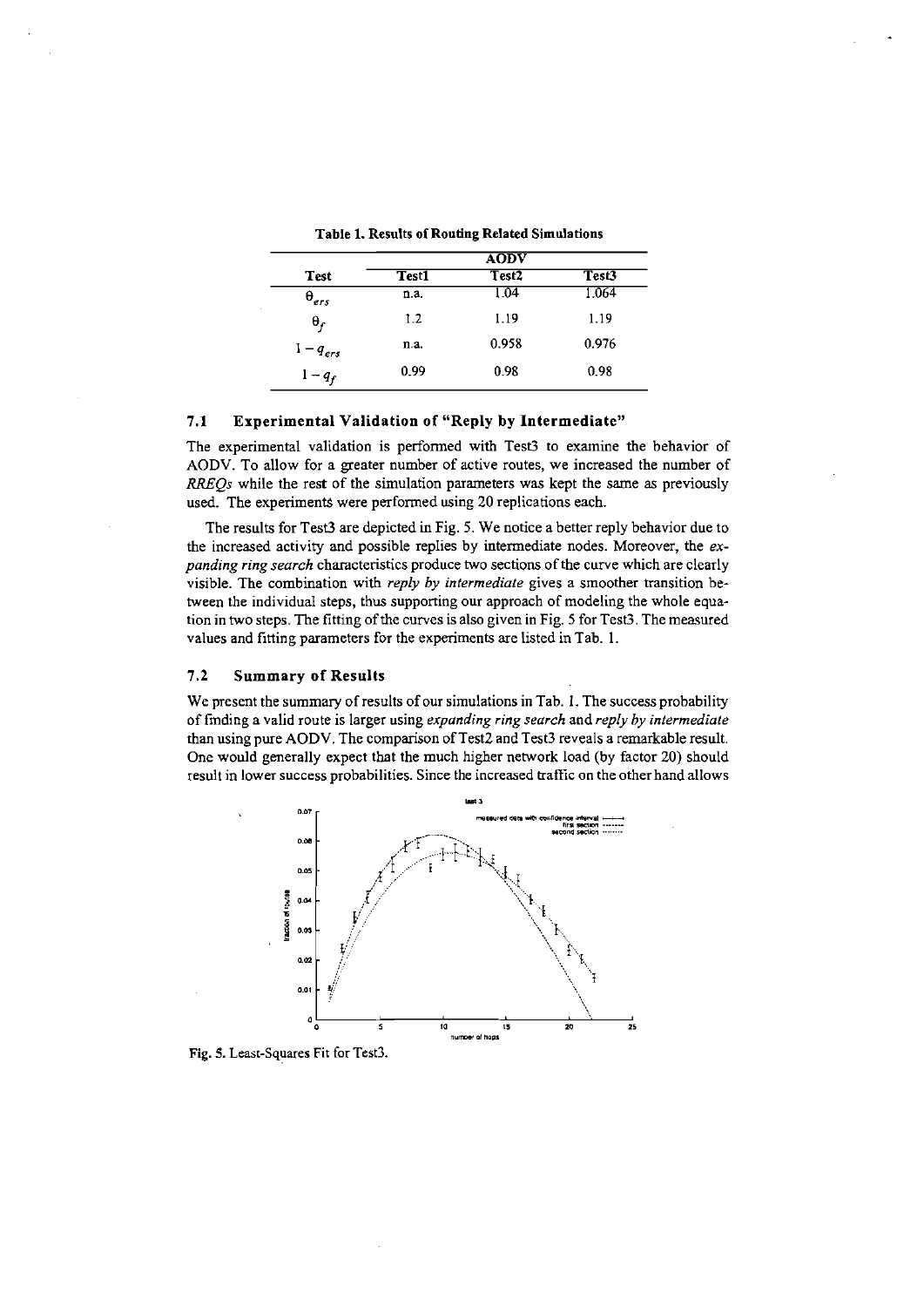**Table 1. Results of Routing Related Simulations**

| Test | AODV | | |
|---|---|---|---|
| | Test1 | Test2 | Test3 |
| $\theta_{ers}$ | n.a. | 1.04 | 1.064 |
| $\theta_f$ | 1.2 | 1.19 | 1.19 |
| $1 - q_{ers}$ | n.a. | 0.958 | 0.976 |
| $1 - q_f$ | 0.99 | 0.98 | 0.98 |

### 7.1 Experimental Validation of "Reply by Intermediate"

The experimental validation is performed with Test3 to examine the behavior of AODV. To allow for a greater number of active routes, we increased the number of *RREQs* while the rest of the simulation parameters was kept the same as previously used. The experiments were performed using 20 replications each.

The results for Test3 are depicted in Fig. 5. We notice a better reply behavior due to the increased activity and possible replies by intermediate nodes. Moreover, the *expanding ring search* characteristics produce two sections of the curve which are clearly visible. The combination with *reply by intermediate* gives a smoother transition between the individual steps, thus supporting our approach of modeling the whole equation in two steps. The fitting of the curves is also given in Fig. 5 for Test3. The measured values and fitting parameters for the experiments are listed in Tab. 1.

### 7.2 Summary of Results

We present the summary of results of our simulations in Tab. 1. The success probability of finding a valid route is larger using *expanding ring search* and *reply by intermediate* than using pure AODV. The comparison of Test2 and Test3 reveals a remarkable result. One would generally expect that the much higher network load (by factor 20) should result in lower success probabilities. Since the increased traffic on the other hand allows

Fig. 5. Least-Squares Fit for Test3.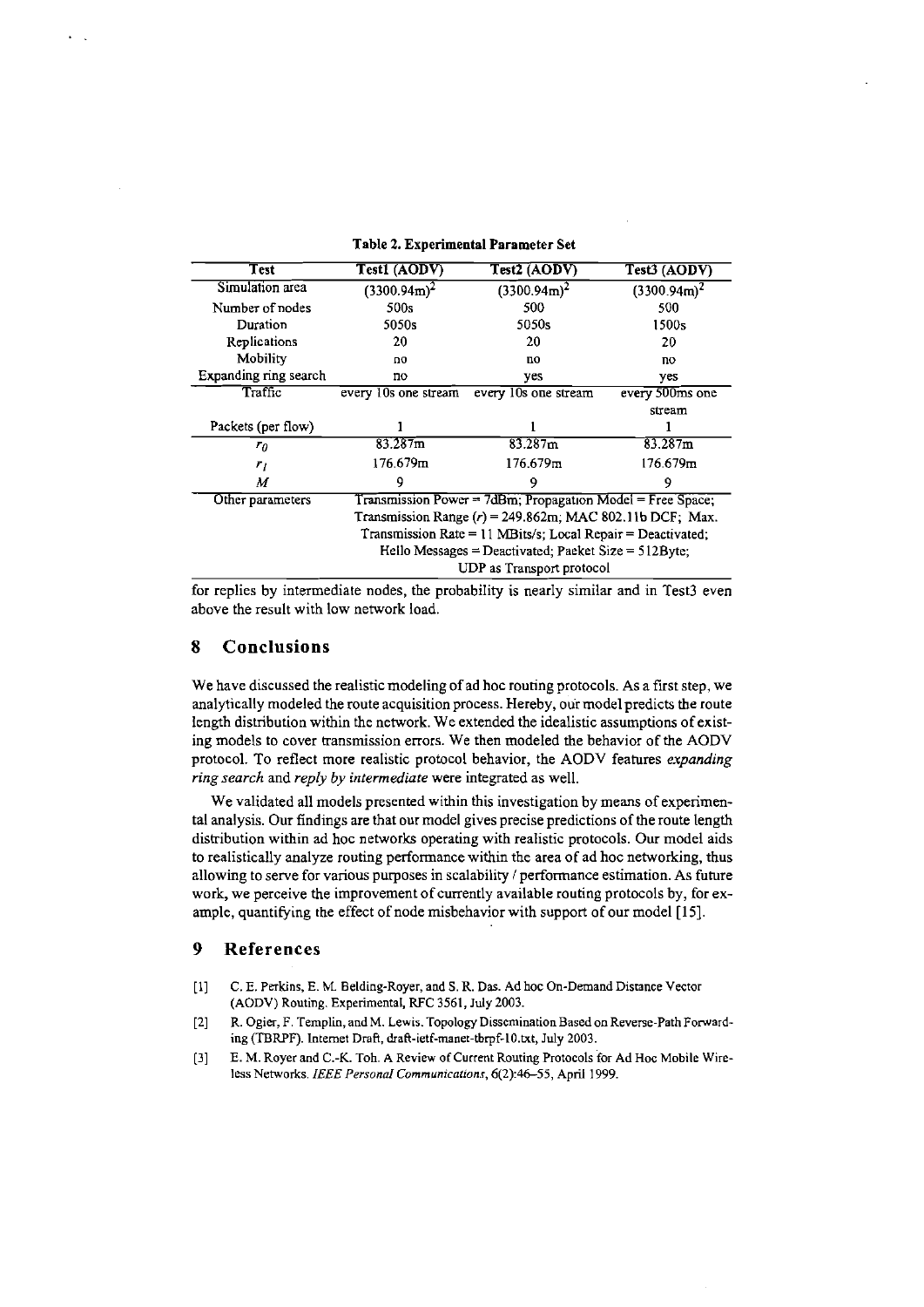**Table 2. Experimental Parameter Set**

| Test | Test1 (AODV) | Test2 (AODV) | Test3 (AODV) |
|---|---|---|---|
| Simulation area | $(3300.94\text{m})^2$ | $(3300.94\text{m})^2$ | $(3300.94\text{m})^2$ |
| Number of nodes | 500s | 500 | 500 |
| Duration | 5050s | 5050s | 1500s |
| Replications | 20 | 20 | 20 |
| Mobility | no | no | no |
| Expanding ring search | no | yes | yes |
| Traffic | every 10s one stream | every 10s one stream | every 500ms one stream |
| Packets (per flow) | 1 | 1 | 1 |
| $r_0$ | 83.287m | 83.287m | 83.287m |
| $r_1$ | 176.679m | 176.679m | 176.679m |
| $M$ | 9 | 9 | 9 |
| Other parameters | Transmission Power = 7dBm; Propagation Model = Free Space; Transmission Range ($r$) = 249.862m; MAC 802.11b DCF; Max. Transmission Rate = 11 MBits/s; Local Repair = Deactivated; Hello Messages = Deactivated; Packet Size = 512Byte; UDP as Transport protocol | | |

for replies by intermediate nodes, the probability is nearly similar and in Test3 even above the result with low network load.

## 8 Conclusions

We have discussed the realistic modeling of ad hoc routing protocols. As a first step, we analytically modeled the route acquisition process. Hereby, our model predicts the route length distribution within the network. We extended the idealistic assumptions of existing models to cover transmission errors. We then modeled the behavior of the AODV protocol. To reflect more realistic protocol behavior, the AODV features *expanding ring search* and *reply by intermediate* were integrated as well.

We validated all models presented within this investigation by means of experimental analysis. Our findings are that our model gives precise predictions of the route length distribution within ad hoc networks operating with realistic protocols. Our model aids to realistically analyze routing performance within the area of ad hoc networking, thus allowing to serve for various purposes in scalability / performance estimation. As future work, we perceive the improvement of currently available routing protocols by, for example, quantifying the effect of node misbehavior with support of our model [15].

## 9 References

[1] C. E. Perkins, E. M. Belding-Royer, and S. R. Das. Ad hoc On-Demand Distance Vector (AODV) Routing. Experimental, RFC 3561, July 2003.

[2] R. Ogier, F. Templin, and M. Lewis. Topology Dissemination Based on Reverse-Path Forwarding (TBRPF). Internet Draft, draft-ietf-manet-tbrpf-10.txt, July 2003.

[3] E. M. Royer and C.-K. Toh. A Review of Current Routing Protocols for Ad Hoc Mobile Wireless Networks. *IEEE Personal Communications*, 6(2):46–55, April 1999.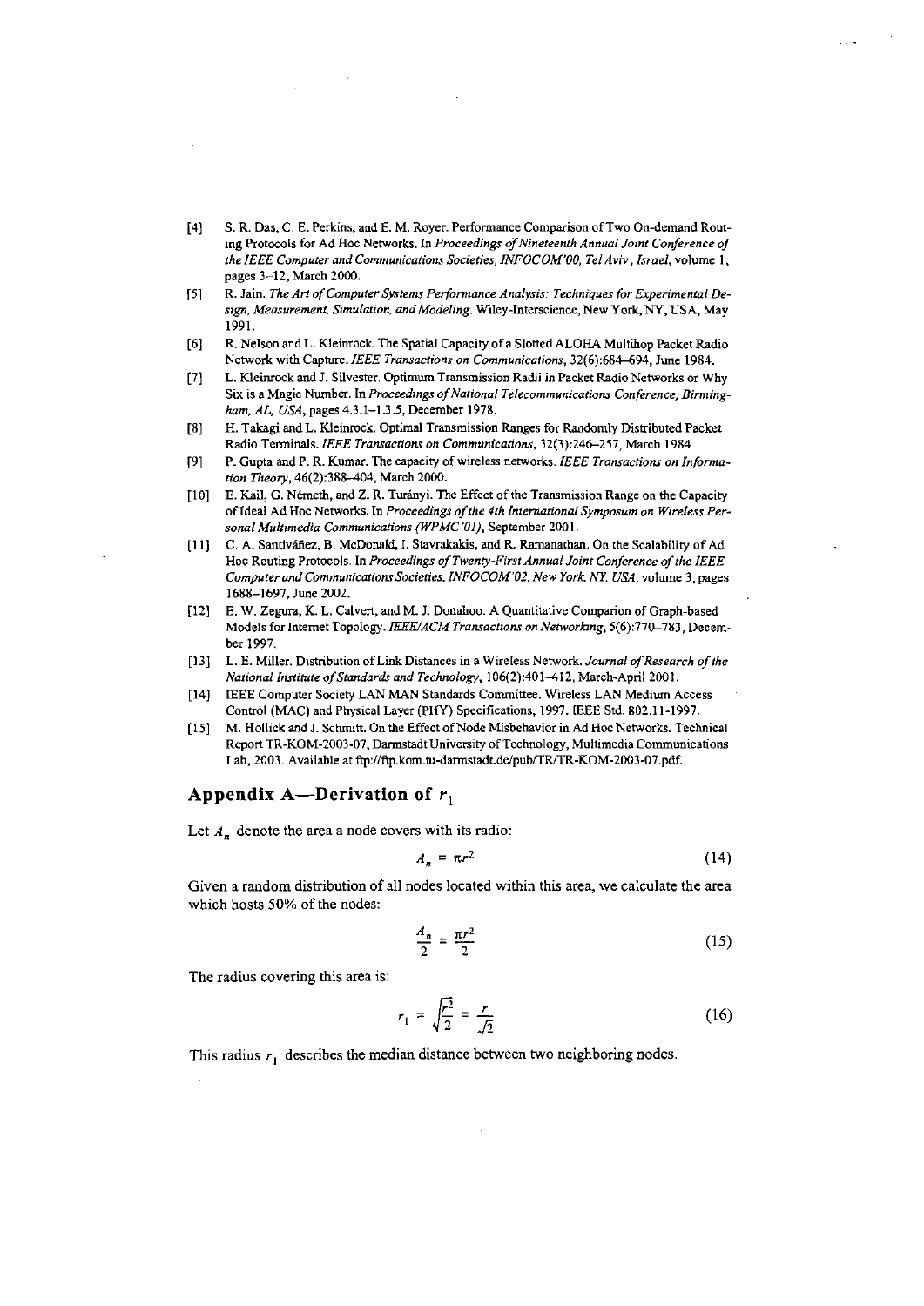[4] S. R. Das, C. E. Perkins, and E. M. Royer. Performance Comparison of Two On-demand Routing Protocols for Ad Hoc Networks. In *Proceedings of Nineteenth Annual Joint Conference of the IEEE Computer and Communications Societies, INFOCOM'00, Tel Aviv, Israel*, volume 1, pages 3–12, March 2000.

[5] R. Jain. *The Art of Computer Systems Performance Analysis: Techniques for Experimental Design, Measurement, Simulation, and Modeling*. Wiley-Interscience, New York, NY, USA, May 1991.

[6] R. Nelson and L. Kleinrock. The Spatial Capacity of a Slotted ALOHA Multihop Packet Radio Network with Capture. *IEEE Transactions on Communications*, 32(6):684–694, June 1984.

[7] L. Kleinrock and J. Silvester. Optimum Transmission Radii in Packet Radio Networks or Why Six is a Magic Number. In *Proceedings of National Telecommunications Conference, Birmingham, AL, USA*, pages 4.3.1–1.3.5, December 1978.

[8] H. Takagi and L. Kleinrock. Optimal Transmission Ranges for Randomly Distributed Packet Radio Terminals. *IEEE Transactions on Communications*, 32(3):246–257, March 1984.

[9] P. Gupta and P. R. Kumar. The capacity of wireless networks. *IEEE Transactions on Information Theory*, 46(2):388–404, March 2000.

[10] E. Kail, G. Németh, and Z. R. Turányi. The Effect of the Transmission Range on the Capacity of Ideal Ad Hoc Networks. In *Proceedings of the 4th International Symposium on Wireless Personal Multimedia Communications (WPMC'01)*, September 2001.

[11] C. A. Santiváñez, B. McDonald, I. Stavrakakis, and R. Ramanathan. On the Scalability of Ad Hoc Routing Protocols. In *Proceedings of Twenty-First Annual Joint Conference of the IEEE Computer and Communications Societies, INFOCOM'02, New York, NY, USA*, volume 3, pages 1688–1697, June 2002.

[12] E. W. Zegura, K. L. Calvert, and M. J. Donahoo. A Quantitative Comparion of Graph-based Models for Internet Topology. *IEEE/ACM Transactions on Networking*, 5(6):770–783, December 1997.

[13] L. E. Miller. Distribution of Link Distances in a Wireless Network. *Journal of Research of the National Institute of Standards and Technology*, 106(2):401–412, March-April 2001.

[14] IEEE Computer Society LAN MAN Standards Committee. Wireless LAN Medium Access Control (MAC) and Physical Layer (PHY) Specifications, 1997. IEEE Std. 802.11-1997.

[15] M. Hollick and J. Schmitt. On the Effect of Node Misbehavior in Ad Hoc Networks. Technical Report TR-KOM-2003-07, Darmstadt University of Technology, Multimedia Communications Lab, 2003. Available at ftp://ftp.kom.tu-darmstadt.de/pub/TR/TR-KOM-2003-07.pdf.

## Appendix A—Derivation of $r_1$

Let $A_n$ denote the area a node covers with its radio:

$$A_n = \pi r^2 \tag{14}$$

Given a random distribution of all nodes located within this area, we calculate the area which hosts 50% of the nodes:

$$\frac{A_n}{2} = \frac{\pi r^2}{2} \tag{15}$$

The radius covering this area is:

$$r_1 = \sqrt{\frac{r^2}{2}} = \frac{r}{\sqrt{2}} \tag{16}$$

This radius $r_1$ describes the median distance between two neighboring nodes.